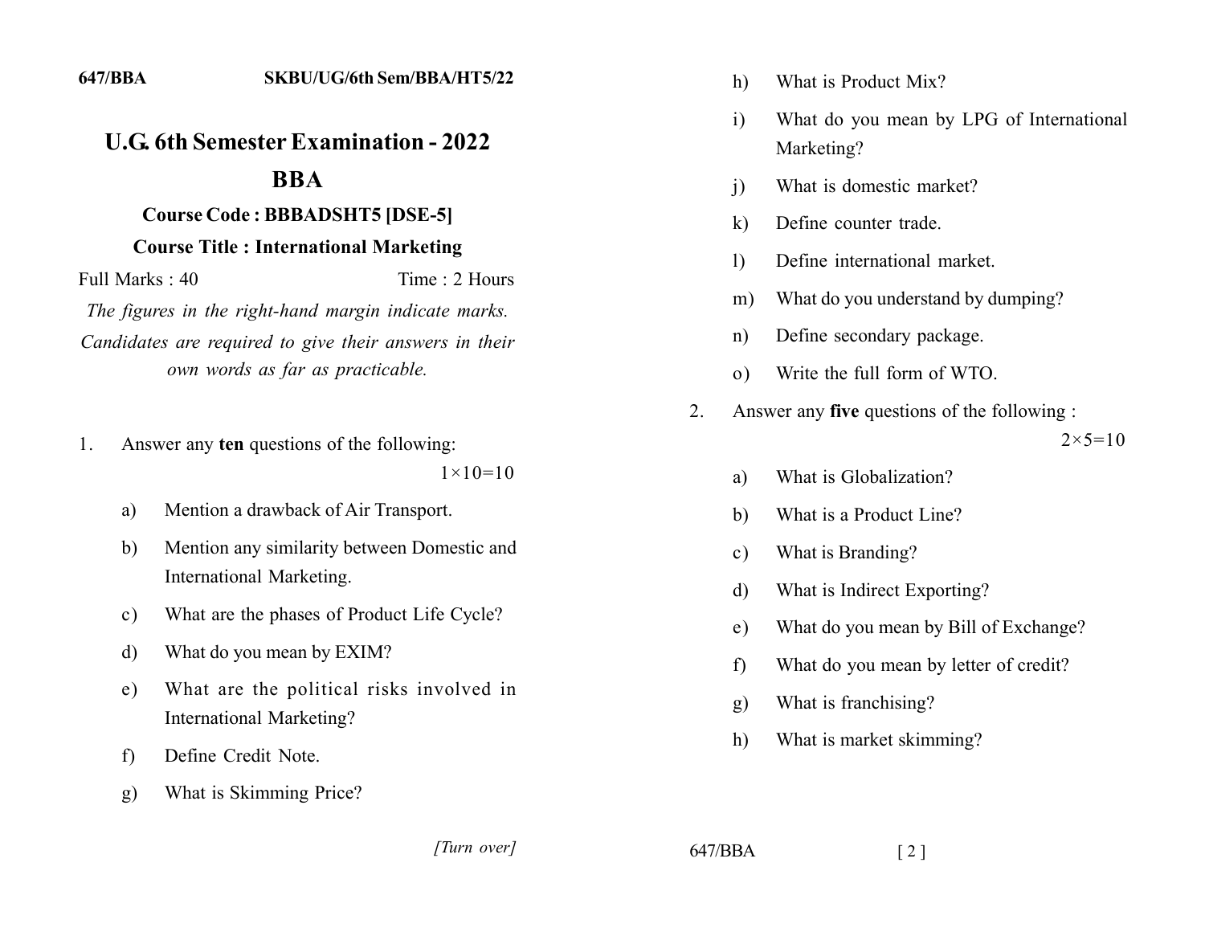647/BBA SKBU/UG/6th Sem/BBA/HT5/22

# U.G. 6th Semester Examination - 2022

## BBA

### Course Code : BBBADSHT5 [DSE-5]

### Course Title : International Marketing

Full Marks : 40 Time : 2 Hours

*The figures in the right-hand margin indicate marks. Candidates are required to give their answers in their own words as far as practicable.*

1. Answer any **ten** questions of the following: $1\times10=10$

   a) Mention a drawback of Air Transport.

   b) Mention any similarity between Domestic and International Marketing.

   c) What are the phases of Product Life Cycle?

   d) What do you mean by EXIM?

   e) What are the political risks involved in International Marketing?

   f) Define Credit Note.

   g) What is Skimming Price?

   h) What is Product Mix?

   i) What do you mean by LPG of International Marketing?

   j) What is domestic market?

   k) Define counter trade.

   l) Define international market.

   m) What do you understand by dumping?

   n) Define secondary package.

   o) Write the full form of WTO.

2. Answer any **five** questions of the following : $2\times5=10$

   a) What is Globalization?

   b) What is a Product Line?

   c) What is Branding?

   d) What is Indirect Exporting?

   e) What do you mean by Bill of Exchange?

   f) What do you mean by letter of credit?

   g) What is franchising?

   h) What is market skimming?

*[Turn over]*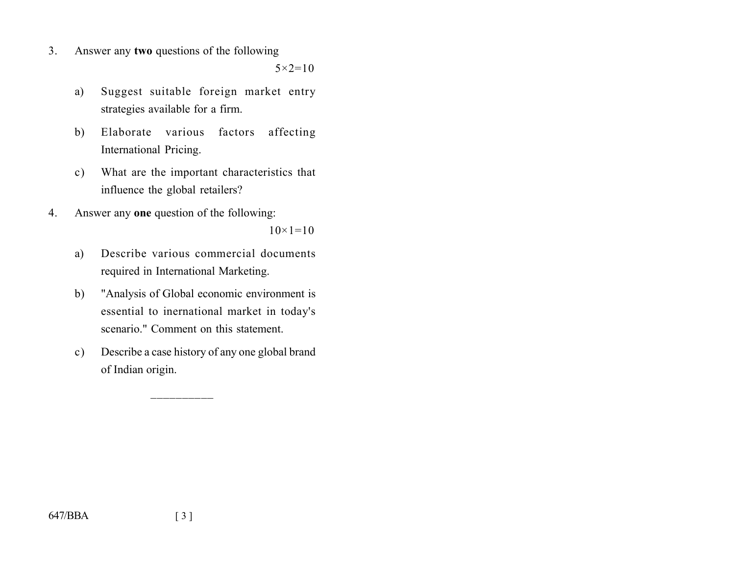3. Answer any **two** questions of the following

5×2=10

a) Suggest suitable foreign market entry strategies available for a firm.

b) Elaborate various factors affecting International Pricing.

c) What are the important characteristics that influence the global retailers?

4. Answer any **one** question of the following:

10×1=10

a) Describe various commercial documents required in International Marketing.

b) "Analysis of Global economic environment is essential to inernational market in today's scenario." Comment on this statement.

c) Describe a case history of any one global brand of Indian origin.

__________

647/BBA